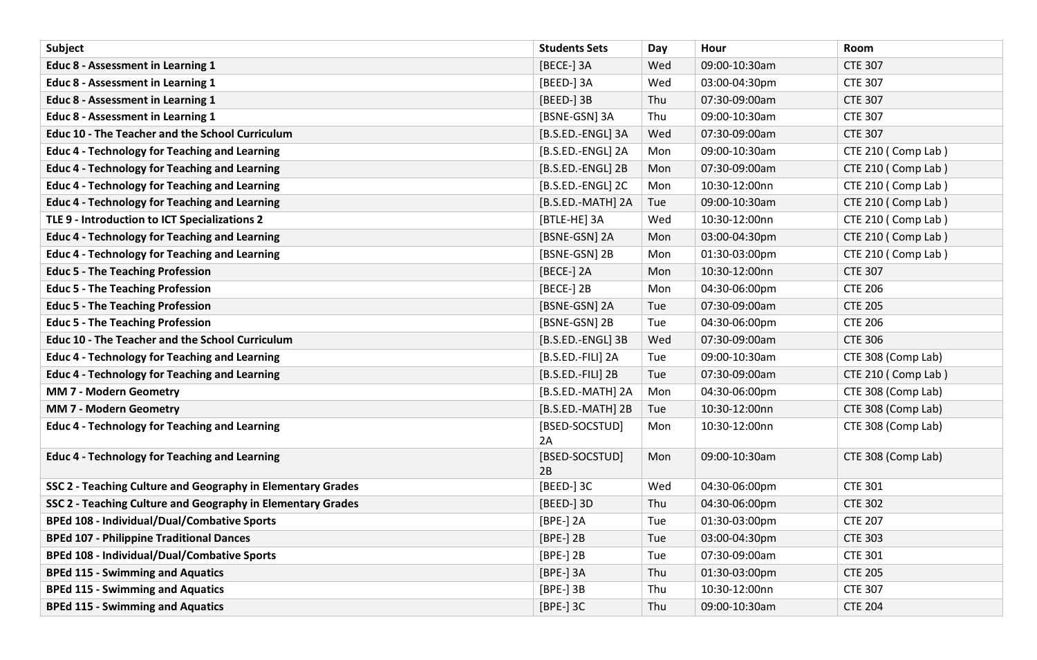| Subject | Students Sets | Day | Hour | Room |
| --- | --- | --- | --- | --- |
| **Educ 8 - Assessment in Learning 1** | [BECE-] 3A | Wed | 09:00-10:30am | CTE 307 |
| **Educ 8 - Assessment in Learning 1** | [BEED-] 3A | Wed | 03:00-04:30pm | CTE 307 |
| **Educ 8 - Assessment in Learning 1** | [BEED-] 3B | Thu | 07:30-09:00am | CTE 307 |
| **Educ 8 - Assessment in Learning 1** | [BSNE-GSN] 3A | Thu | 09:00-10:30am | CTE 307 |
| **Educ 10 - The Teacher and the School Curriculum** | [B.S.ED.-ENGL] 3A | Wed | 07:30-09:00am | CTE 307 |
| **Educ 4 - Technology for Teaching and Learning** | [B.S.ED.-ENGL] 2A | Mon | 09:00-10:30am | CTE 210 ( Comp Lab ) |
| **Educ 4 - Technology for Teaching and Learning** | [B.S.ED.-ENGL] 2B | Mon | 07:30-09:00am | CTE 210 ( Comp Lab ) |
| **Educ 4 - Technology for Teaching and Learning** | [B.S.ED.-ENGL] 2C | Mon | 10:30-12:00nn | CTE 210 ( Comp Lab ) |
| **Educ 4 - Technology for Teaching and Learning** | [B.S.ED.-MATH] 2A | Tue | 09:00-10:30am | CTE 210 ( Comp Lab ) |
| **TLE 9 - Introduction to ICT Specializations 2** | [BTLE-HE] 3A | Wed | 10:30-12:00nn | CTE 210 ( Comp Lab ) |
| **Educ 4 - Technology for Teaching and Learning** | [BSNE-GSN] 2A | Mon | 03:00-04:30pm | CTE 210 ( Comp Lab ) |
| **Educ 4 - Technology for Teaching and Learning** | [BSNE-GSN] 2B | Mon | 01:30-03:00pm | CTE 210 ( Comp Lab ) |
| **Educ 5 - The Teaching Profession** | [BECE-] 2A | Mon | 10:30-12:00nn | CTE 307 |
| **Educ 5 - The Teaching Profession** | [BECE-] 2B | Mon | 04:30-06:00pm | CTE 206 |
| **Educ 5 - The Teaching Profession** | [BSNE-GSN] 2A | Tue | 07:30-09:00am | CTE 205 |
| **Educ 5 - The Teaching Profession** | [BSNE-GSN] 2B | Tue | 04:30-06:00pm | CTE 206 |
| **Educ 10 - The Teacher and the School Curriculum** | [B.S.ED.-ENGL] 3B | Wed | 07:30-09:00am | CTE 306 |
| **Educ 4 - Technology for Teaching and Learning** | [B.S.ED.-FILI] 2A | Tue | 09:00-10:30am | CTE 308 (Comp Lab) |
| **Educ 4 - Technology for Teaching and Learning** | [B.S.ED.-FILI] 2B | Tue | 07:30-09:00am | CTE 210 ( Comp Lab ) |
| **MM 7 - Modern Geometry** | [B.S.ED.-MATH] 2A | Mon | 04:30-06:00pm | CTE 308 (Comp Lab) |
| **MM 7 - Modern Geometry** | [B.S.ED.-MATH] 2B | Tue | 10:30-12:00nn | CTE 308 (Comp Lab) |
| **Educ 4 - Technology for Teaching and Learning** | [BSED-SOCSTUD] 2A | Mon | 10:30-12:00nn | CTE 308 (Comp Lab) |
| **Educ 4 - Technology for Teaching and Learning** | [BSED-SOCSTUD] 2B | Mon | 09:00-10:30am | CTE 308 (Comp Lab) |
| **SSC 2 - Teaching Culture and Geography in Elementary Grades** | [BEED-] 3C | Wed | 04:30-06:00pm | CTE 301 |
| **SSC 2 - Teaching Culture and Geography in Elementary Grades** | [BEED-] 3D | Thu | 04:30-06:00pm | CTE 302 |
| **BPEd 108 - Individual/Dual/Combative Sports** | [BPE-] 2A | Tue | 01:30-03:00pm | CTE 207 |
| **BPEd 107 - Philippine Traditional Dances** | [BPE-] 2B | Tue | 03:00-04:30pm | CTE 303 |
| **BPEd 108 - Individual/Dual/Combative Sports** | [BPE-] 2B | Tue | 07:30-09:00am | CTE 301 |
| **BPEd 115 - Swimming and Aquatics** | [BPE-] 3A | Thu | 01:30-03:00pm | CTE 205 |
| **BPEd 115 - Swimming and Aquatics** | [BPE-] 3B | Thu | 10:30-12:00nn | CTE 307 |
| **BPEd 115 - Swimming and Aquatics** | [BPE-] 3C | Thu | 09:00-10:30am | CTE 204 |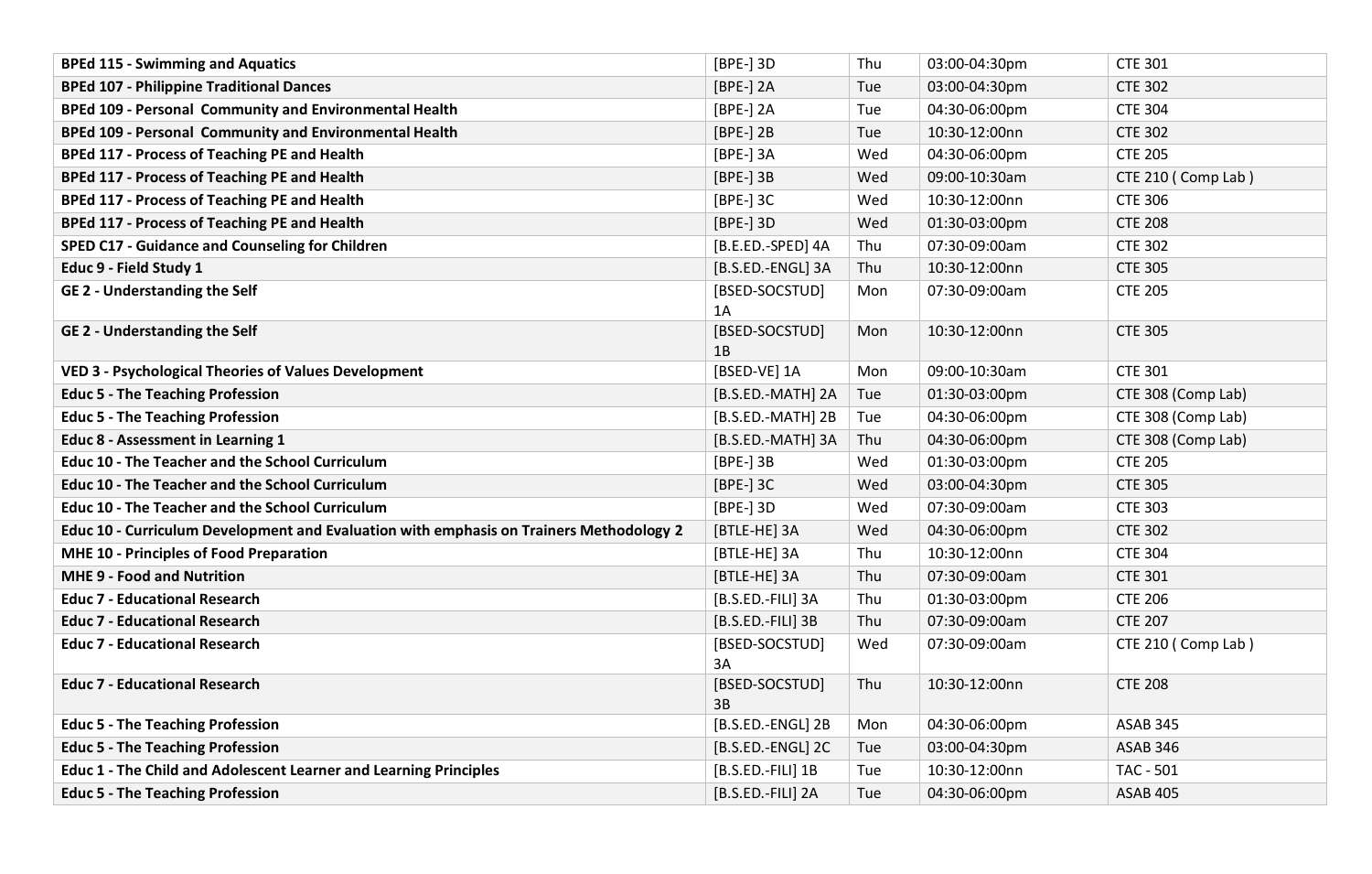| | | | | |
|---|---|---|---|---|
| **BPEd 115 - Swimming and Aquatics** | [BPE-] 3D | Thu | 03:00-04:30pm | CTE 301 |
| **BPEd 107 - Philippine Traditional Dances** | [BPE-] 2A | Tue | 03:00-04:30pm | CTE 302 |
| **BPEd 109 - Personal Community and Environmental Health** | [BPE-] 2A | Tue | 04:30-06:00pm | CTE 304 |
| **BPEd 109 - Personal Community and Environmental Health** | [BPE-] 2B | Tue | 10:30-12:00nn | CTE 302 |
| **BPEd 117 - Process of Teaching PE and Health** | [BPE-] 3A | Wed | 04:30-06:00pm | CTE 205 |
| **BPEd 117 - Process of Teaching PE and Health** | [BPE-] 3B | Wed | 09:00-10:30am | CTE 210 ( Comp Lab ) |
| **BPEd 117 - Process of Teaching PE and Health** | [BPE-] 3C | Wed | 10:30-12:00nn | CTE 306 |
| **BPEd 117 - Process of Teaching PE and Health** | [BPE-] 3D | Wed | 01:30-03:00pm | CTE 208 |
| **SPED C17 - Guidance and Counseling for Children** | [B.E.ED.-SPED] 4A | Thu | 07:30-09:00am | CTE 302 |
| **Educ 9 - Field Study 1** | [B.S.ED.-ENGL] 3A | Thu | 10:30-12:00nn | CTE 305 |
| **GE 2 - Understanding the Self** | [BSED-SOCSTUD] 1A | Mon | 07:30-09:00am | CTE 205 |
| **GE 2 - Understanding the Self** | [BSED-SOCSTUD] 1B | Mon | 10:30-12:00nn | CTE 305 |
| **VED 3 - Psychological Theories of Values Development** | [BSED-VE] 1A | Mon | 09:00-10:30am | CTE 301 |
| **Educ 5 - The Teaching Profession** | [B.S.ED.-MATH] 2A | Tue | 01:30-03:00pm | CTE 308 (Comp Lab) |
| **Educ 5 - The Teaching Profession** | [B.S.ED.-MATH] 2B | Tue | 04:30-06:00pm | CTE 308 (Comp Lab) |
| **Educ 8 - Assessment in Learning 1** | [B.S.ED.-MATH] 3A | Thu | 04:30-06:00pm | CTE 308 (Comp Lab) |
| **Educ 10 - The Teacher and the School Curriculum** | [BPE-] 3B | Wed | 01:30-03:00pm | CTE 205 |
| **Educ 10 - The Teacher and the School Curriculum** | [BPE-] 3C | Wed | 03:00-04:30pm | CTE 305 |
| **Educ 10 - The Teacher and the School Curriculum** | [BPE-] 3D | Wed | 07:30-09:00am | CTE 303 |
| **Educ 10 - Curriculum Development and Evaluation with emphasis on Trainers Methodology 2** | [BTLE-HE] 3A | Wed | 04:30-06:00pm | CTE 302 |
| **MHE 10 - Principles of Food Preparation** | [BTLE-HE] 3A | Thu | 10:30-12:00nn | CTE 304 |
| **MHE 9 - Food and Nutrition** | [BTLE-HE] 3A | Thu | 07:30-09:00am | CTE 301 |
| **Educ 7 - Educational Research** | [B.S.ED.-FILI] 3A | Thu | 01:30-03:00pm | CTE 206 |
| **Educ 7 - Educational Research** | [B.S.ED.-FILI] 3B | Thu | 07:30-09:00am | CTE 207 |
| **Educ 7 - Educational Research** | [BSED-SOCSTUD] 3A | Wed | 07:30-09:00am | CTE 210 ( Comp Lab ) |
| **Educ 7 - Educational Research** | [BSED-SOCSTUD] 3B | Thu | 10:30-12:00nn | CTE 208 |
| **Educ 5 - The Teaching Profession** | [B.S.ED.-ENGL] 2B | Mon | 04:30-06:00pm | ASAB 345 |
| **Educ 5 - The Teaching Profession** | [B.S.ED.-ENGL] 2C | Tue | 03:00-04:30pm | ASAB 346 |
| **Educ 1 - The Child and Adolescent Learner and Learning Principles** | [B.S.ED.-FILI] 1B | Tue | 10:30-12:00nn | TAC - 501 |
| **Educ 5 - The Teaching Profession** | [B.S.ED.-FILI] 2A | Tue | 04:30-06:00pm | ASAB 405 |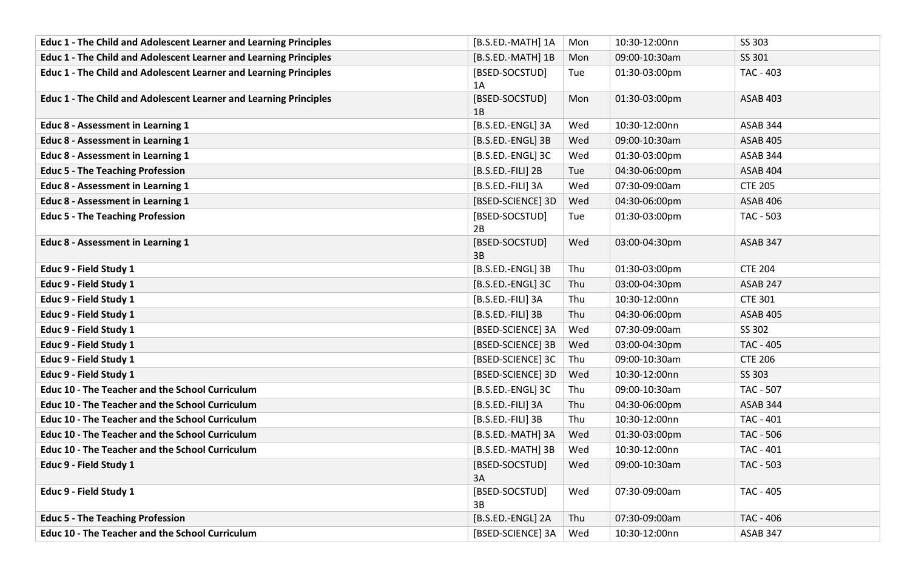| | | | | |
|---|---|---|---|---|
| **Educ 1 - The Child and Adolescent Learner and Learning Principles** | [B.S.ED.-MATH] 1A | Mon | 10:30-12:00nn | SS 303 |
| **Educ 1 - The Child and Adolescent Learner and Learning Principles** | [B.S.ED.-MATH] 1B | Mon | 09:00-10:30am | SS 301 |
| **Educ 1 - The Child and Adolescent Learner and Learning Principles** | [BSED-SOCSTUD] 1A | Tue | 01:30-03:00pm | TAC - 403 |
| **Educ 1 - The Child and Adolescent Learner and Learning Principles** | [BSED-SOCSTUD] 1B | Mon | 01:30-03:00pm | ASAB 403 |
| **Educ 8 - Assessment in Learning 1** | [B.S.ED.-ENGL] 3A | Wed | 10:30-12:00nn | ASAB 344 |
| **Educ 8 - Assessment in Learning 1** | [B.S.ED.-ENGL] 3B | Wed | 09:00-10:30am | ASAB 405 |
| **Educ 8 - Assessment in Learning 1** | [B.S.ED.-ENGL] 3C | Wed | 01:30-03:00pm | ASAB 344 |
| **Educ 5 - The Teaching Profession** | [B.S.ED.-FILI] 2B | Tue | 04:30-06:00pm | ASAB 404 |
| **Educ 8 - Assessment in Learning 1** | [B.S.ED.-FILI] 3A | Wed | 07:30-09:00am | CTE 205 |
| **Educ 8 - Assessment in Learning 1** | [BSED-SCIENCE] 3D | Wed | 04:30-06:00pm | ASAB 406 |
| **Educ 5 - The Teaching Profession** | [BSED-SOCSTUD] 2B | Tue | 01:30-03:00pm | TAC - 503 |
| **Educ 8 - Assessment in Learning 1** | [BSED-SOCSTUD] 3B | Wed | 03:00-04:30pm | ASAB 347 |
| **Educ 9 - Field Study 1** | [B.S.ED.-ENGL] 3B | Thu | 01:30-03:00pm | CTE 204 |
| **Educ 9 - Field Study 1** | [B.S.ED.-ENGL] 3C | Thu | 03:00-04:30pm | ASAB 247 |
| **Educ 9 - Field Study 1** | [B.S.ED.-FILI] 3A | Thu | 10:30-12:00nn | CTE 301 |
| **Educ 9 - Field Study 1** | [B.S.ED.-FILI] 3B | Thu | 04:30-06:00pm | ASAB 405 |
| **Educ 9 - Field Study 1** | [BSED-SCIENCE] 3A | Wed | 07:30-09:00am | SS 302 |
| **Educ 9 - Field Study 1** | [BSED-SCIENCE] 3B | Wed | 03:00-04:30pm | TAC - 405 |
| **Educ 9 - Field Study 1** | [BSED-SCIENCE] 3C | Thu | 09:00-10:30am | CTE 206 |
| **Educ 9 - Field Study 1** | [BSED-SCIENCE] 3D | Wed | 10:30-12:00nn | SS 303 |
| **Educ 10 - The Teacher and the School Curriculum** | [B.S.ED.-ENGL] 3C | Thu | 09:00-10:30am | TAC - 507 |
| **Educ 10 - The Teacher and the School Curriculum** | [B.S.ED.-FILI] 3A | Thu | 04:30-06:00pm | ASAB 344 |
| **Educ 10 - The Teacher and the School Curriculum** | [B.S.ED.-FILI] 3B | Thu | 10:30-12:00nn | TAC - 401 |
| **Educ 10 - The Teacher and the School Curriculum** | [B.S.ED.-MATH] 3A | Wed | 01:30-03:00pm | TAC - 506 |
| **Educ 10 - The Teacher and the School Curriculum** | [B.S.ED.-MATH] 3B | Wed | 10:30-12:00nn | TAC - 401 |
| **Educ 9 - Field Study 1** | [BSED-SOCSTUD] 3A | Wed | 09:00-10:30am | TAC - 503 |
| **Educ 9 - Field Study 1** | [BSED-SOCSTUD] 3B | Wed | 07:30-09:00am | TAC - 405 |
| **Educ 5 - The Teaching Profession** | [B.S.ED.-ENGL] 2A | Thu | 07:30-09:00am | TAC - 406 |
| **Educ 10 - The Teacher and the School Curriculum** | [BSED-SCIENCE] 3A | Wed | 10:30-12:00nn | ASAB 347 |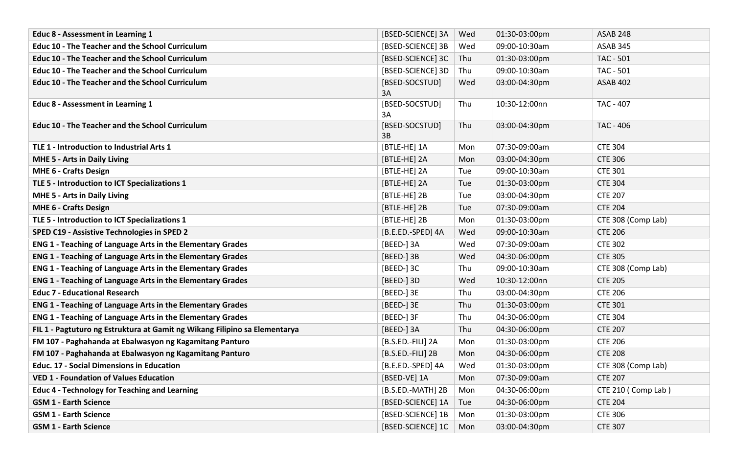| Educ 8 - Assessment in Learning 1 | [BSED-SCIENCE] 3A | Wed | 01:30-03:00pm | ASAB 248 |
|---|---|---|---|---|
| Educ 10 - The Teacher and the School Curriculum | [BSED-SCIENCE] 3B | Wed | 09:00-10:30am | ASAB 345 |
| Educ 10 - The Teacher and the School Curriculum | [BSED-SCIENCE] 3C | Thu | 01:30-03:00pm | TAC - 501 |
| Educ 10 - The Teacher and the School Curriculum | [BSED-SCIENCE] 3D | Thu | 09:00-10:30am | TAC - 501 |
| Educ 10 - The Teacher and the School Curriculum | [BSED-SOCSTUD] 3A | Wed | 03:00-04:30pm | ASAB 402 |
| Educ 8 - Assessment in Learning 1 | [BSED-SOCSTUD] 3A | Thu | 10:30-12:00nn | TAC - 407 |
| Educ 10 - The Teacher and the School Curriculum | [BSED-SOCSTUD] 3B | Thu | 03:00-04:30pm | TAC - 406 |
| TLE 1 - Introduction to Industrial Arts 1 | [BTLE-HE] 1A | Mon | 07:30-09:00am | CTE 304 |
| MHE 5 - Arts in Daily Living | [BTLE-HE] 2A | Mon | 03:00-04:30pm | CTE 306 |
| MHE 6 - Crafts Design | [BTLE-HE] 2A | Tue | 09:00-10:30am | CTE 301 |
| TLE 5 - Introduction to ICT Specializations 1 | [BTLE-HE] 2A | Tue | 01:30-03:00pm | CTE 304 |
| MHE 5 - Arts in Daily Living | [BTLE-HE] 2B | Tue | 03:00-04:30pm | CTE 207 |
| MHE 6 - Crafts Design | [BTLE-HE] 2B | Tue | 07:30-09:00am | CTE 204 |
| TLE 5 - Introduction to ICT Specializations 1 | [BTLE-HE] 2B | Mon | 01:30-03:00pm | CTE 308 (Comp Lab) |
| SPED C19 - Assistive Technologies in SPED 2 | [B.E.ED.-SPED] 4A | Wed | 09:00-10:30am | CTE 206 |
| ENG 1 - Teaching of Language Arts in the Elementary Grades | [BEED-] 3A | Wed | 07:30-09:00am | CTE 302 |
| ENG 1 - Teaching of Language Arts in the Elementary Grades | [BEED-] 3B | Wed | 04:30-06:00pm | CTE 305 |
| ENG 1 - Teaching of Language Arts in the Elementary Grades | [BEED-] 3C | Thu | 09:00-10:30am | CTE 308 (Comp Lab) |
| ENG 1 - Teaching of Language Arts in the Elementary Grades | [BEED-] 3D | Wed | 10:30-12:00nn | CTE 205 |
| Educ 7 - Educational Research | [BEED-] 3E | Thu | 03:00-04:30pm | CTE 206 |
| ENG 1 - Teaching of Language Arts in the Elementary Grades | [BEED-] 3E | Thu | 01:30-03:00pm | CTE 301 |
| ENG 1 - Teaching of Language Arts in the Elementary Grades | [BEED-] 3F | Thu | 04:30-06:00pm | CTE 304 |
| FIL 1 - Pagtuturo ng Estruktura at Gamit ng Wikang Filipino sa Elementarya | [BEED-] 3A | Thu | 04:30-06:00pm | CTE 207 |
| FM 107 - Paghahanda at Ebalwasyon ng Kagamitang Panturo | [B.S.ED.-FILI] 2A | Mon | 01:30-03:00pm | CTE 206 |
| FM 107 - Paghahanda at Ebalwasyon ng Kagamitang Panturo | [B.S.ED.-FILI] 2B | Mon | 04:30-06:00pm | CTE 208 |
| Educ. 17 - Social Dimensions in Education | [B.E.ED.-SPED] 4A | Wed | 01:30-03:00pm | CTE 308 (Comp Lab) |
| VED 1 - Foundation of Values Education | [BSED-VE] 1A | Mon | 07:30-09:00am | CTE 207 |
| Educ 4 - Technology for Teaching and Learning | [B.S.ED.-MATH] 2B | Mon | 04:30-06:00pm | CTE 210 ( Comp Lab ) |
| GSM 1 - Earth Science | [BSED-SCIENCE] 1A | Tue | 04:30-06:00pm | CTE 204 |
| GSM 1 - Earth Science | [BSED-SCIENCE] 1B | Mon | 01:30-03:00pm | CTE 306 |
| GSM 1 - Earth Science | [BSED-SCIENCE] 1C | Mon | 03:00-04:30pm | CTE 307 |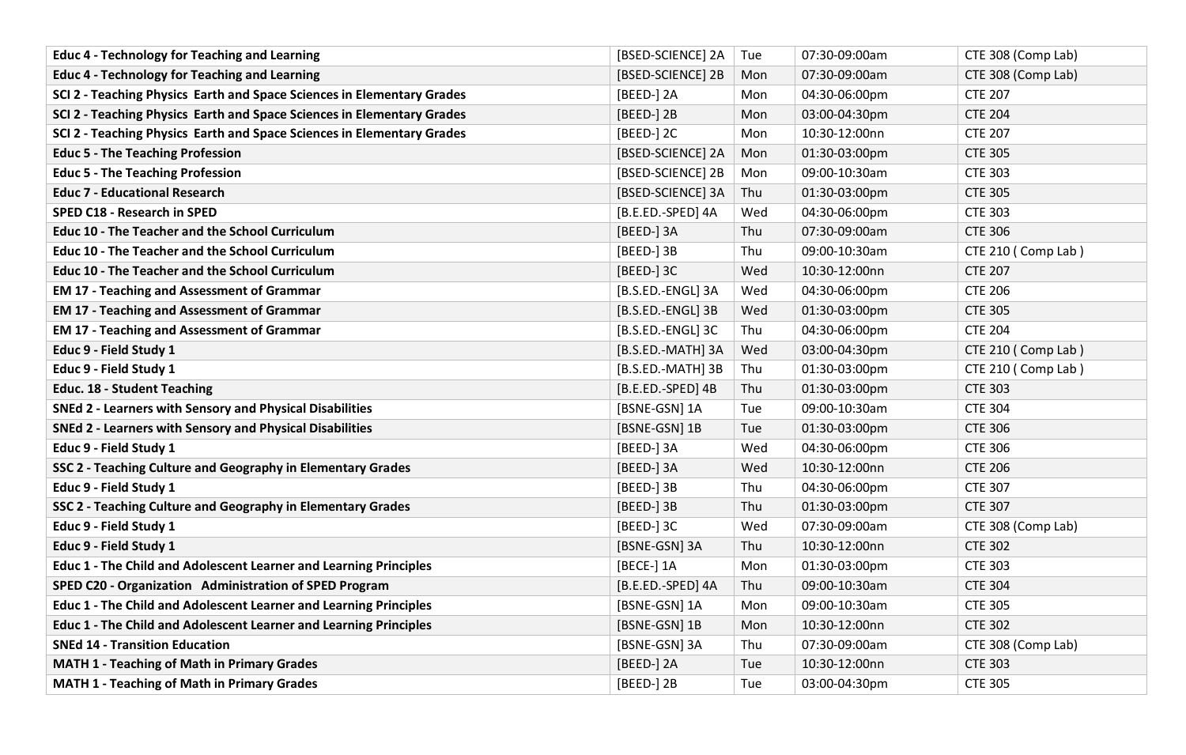| | | | | |
|---|---|---|---|---|
| **Educ 4 - Technology for Teaching and Learning** | [BSED-SCIENCE] 2A | Tue | 07:30-09:00am | CTE 308 (Comp Lab) |
| **Educ 4 - Technology for Teaching and Learning** | [BSED-SCIENCE] 2B | Mon | 07:30-09:00am | CTE 308 (Comp Lab) |
| **SCI 2 - Teaching Physics Earth and Space Sciences in Elementary Grades** | [BEED-] 2A | Mon | 04:30-06:00pm | CTE 207 |
| **SCI 2 - Teaching Physics Earth and Space Sciences in Elementary Grades** | [BEED-] 2B | Mon | 03:00-04:30pm | CTE 204 |
| **SCI 2 - Teaching Physics Earth and Space Sciences in Elementary Grades** | [BEED-] 2C | Mon | 10:30-12:00nn | CTE 207 |
| **Educ 5 - The Teaching Profession** | [BSED-SCIENCE] 2A | Mon | 01:30-03:00pm | CTE 305 |
| **Educ 5 - The Teaching Profession** | [BSED-SCIENCE] 2B | Mon | 09:00-10:30am | CTE 303 |
| **Educ 7 - Educational Research** | [BSED-SCIENCE] 3A | Thu | 01:30-03:00pm | CTE 305 |
| **SPED C18 - Research in SPED** | [B.E.ED.-SPED] 4A | Wed | 04:30-06:00pm | CTE 303 |
| **Educ 10 - The Teacher and the School Curriculum** | [BEED-] 3A | Thu | 07:30-09:00am | CTE 306 |
| **Educ 10 - The Teacher and the School Curriculum** | [BEED-] 3B | Thu | 09:00-10:30am | CTE 210 ( Comp Lab ) |
| **Educ 10 - The Teacher and the School Curriculum** | [BEED-] 3C | Wed | 10:30-12:00nn | CTE 207 |
| **EM 17 - Teaching and Assessment of Grammar** | [B.S.ED.-ENGL] 3A | Wed | 04:30-06:00pm | CTE 206 |
| **EM 17 - Teaching and Assessment of Grammar** | [B.S.ED.-ENGL] 3B | Wed | 01:30-03:00pm | CTE 305 |
| **EM 17 - Teaching and Assessment of Grammar** | [B.S.ED.-ENGL] 3C | Thu | 04:30-06:00pm | CTE 204 |
| **Educ 9 - Field Study 1** | [B.S.ED.-MATH] 3A | Wed | 03:00-04:30pm | CTE 210 ( Comp Lab ) |
| **Educ 9 - Field Study 1** | [B.S.ED.-MATH] 3B | Thu | 01:30-03:00pm | CTE 210 ( Comp Lab ) |
| **Educ. 18 - Student Teaching** | [B.E.ED.-SPED] 4B | Thu | 01:30-03:00pm | CTE 303 |
| **SNEd 2 - Learners with Sensory and Physical Disabilities** | [BSNE-GSN] 1A | Tue | 09:00-10:30am | CTE 304 |
| **SNEd 2 - Learners with Sensory and Physical Disabilities** | [BSNE-GSN] 1B | Tue | 01:30-03:00pm | CTE 306 |
| **Educ 9 - Field Study 1** | [BEED-] 3A | Wed | 04:30-06:00pm | CTE 306 |
| **SSC 2 - Teaching Culture and Geography in Elementary Grades** | [BEED-] 3A | Wed | 10:30-12:00nn | CTE 206 |
| **Educ 9 - Field Study 1** | [BEED-] 3B | Thu | 04:30-06:00pm | CTE 307 |
| **SSC 2 - Teaching Culture and Geography in Elementary Grades** | [BEED-] 3B | Thu | 01:30-03:00pm | CTE 307 |
| **Educ 9 - Field Study 1** | [BEED-] 3C | Wed | 07:30-09:00am | CTE 308 (Comp Lab) |
| **Educ 9 - Field Study 1** | [BSNE-GSN] 3A | Thu | 10:30-12:00nn | CTE 302 |
| **Educ 1 - The Child and Adolescent Learner and Learning Principles** | [BECE-] 1A | Mon | 01:30-03:00pm | CTE 303 |
| **SPED C20 - Organization Administration of SPED Program** | [B.E.ED.-SPED] 4A | Thu | 09:00-10:30am | CTE 304 |
| **Educ 1 - The Child and Adolescent Learner and Learning Principles** | [BSNE-GSN] 1A | Mon | 09:00-10:30am | CTE 305 |
| **Educ 1 - The Child and Adolescent Learner and Learning Principles** | [BSNE-GSN] 1B | Mon | 10:30-12:00nn | CTE 302 |
| **SNEd 14 - Transition Education** | [BSNE-GSN] 3A | Thu | 07:30-09:00am | CTE 308 (Comp Lab) |
| **MATH 1 - Teaching of Math in Primary Grades** | [BEED-] 2A | Tue | 10:30-12:00nn | CTE 303 |
| **MATH 1 - Teaching of Math in Primary Grades** | [BEED-] 2B | Tue | 03:00-04:30pm | CTE 305 |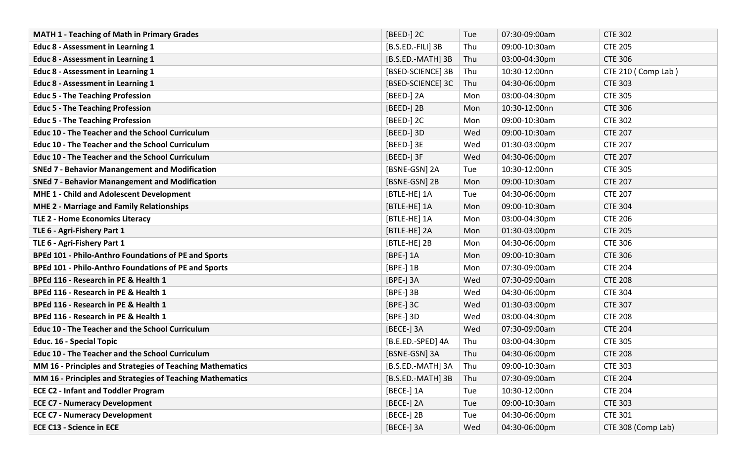| | | | | |
|---|---|---|---|---|
| **MATH 1 - Teaching of Math in Primary Grades** | [BEED-] 2C | Tue | 07:30-09:00am | CTE 302 |
| **Educ 8 - Assessment in Learning 1** | [B.S.ED.-FILI] 3B | Thu | 09:00-10:30am | CTE 205 |
| **Educ 8 - Assessment in Learning 1** | [B.S.ED.-MATH] 3B | Thu | 03:00-04:30pm | CTE 306 |
| **Educ 8 - Assessment in Learning 1** | [BSED-SCIENCE] 3B | Thu | 10:30-12:00nn | CTE 210 ( Comp Lab ) |
| **Educ 8 - Assessment in Learning 1** | [BSED-SCIENCE] 3C | Thu | 04:30-06:00pm | CTE 303 |
| **Educ 5 - The Teaching Profession** | [BEED-] 2A | Mon | 03:00-04:30pm | CTE 305 |
| **Educ 5 - The Teaching Profession** | [BEED-] 2B | Mon | 10:30-12:00nn | CTE 306 |
| **Educ 5 - The Teaching Profession** | [BEED-] 2C | Mon | 09:00-10:30am | CTE 302 |
| **Educ 10 - The Teacher and the School Curriculum** | [BEED-] 3D | Wed | 09:00-10:30am | CTE 207 |
| **Educ 10 - The Teacher and the School Curriculum** | [BEED-] 3E | Wed | 01:30-03:00pm | CTE 207 |
| **Educ 10 - The Teacher and the School Curriculum** | [BEED-] 3F | Wed | 04:30-06:00pm | CTE 207 |
| **SNEd 7 - Behavior Manangement and Modification** | [BSNE-GSN] 2A | Tue | 10:30-12:00nn | CTE 305 |
| **SNEd 7 - Behavior Manangement and Modification** | [BSNE-GSN] 2B | Mon | 09:00-10:30am | CTE 207 |
| **MHE 1 - Child and Adolescent Development** | [BTLE-HE] 1A | Tue | 04:30-06:00pm | CTE 207 |
| **MHE 2 - Marriage and Family Relationships** | [BTLE-HE] 1A | Mon | 09:00-10:30am | CTE 304 |
| **TLE 2 - Home Economics Literacy** | [BTLE-HE] 1A | Mon | 03:00-04:30pm | CTE 206 |
| **TLE 6 - Agri-Fishery Part 1** | [BTLE-HE] 2A | Mon | 01:30-03:00pm | CTE 205 |
| **TLE 6 - Agri-Fishery Part 1** | [BTLE-HE] 2B | Mon | 04:30-06:00pm | CTE 306 |
| **BPEd 101 - Philo-Anthro Foundations of PE and Sports** | [BPE-] 1A | Mon | 09:00-10:30am | CTE 306 |
| **BPEd 101 - Philo-Anthro Foundations of PE and Sports** | [BPE-] 1B | Mon | 07:30-09:00am | CTE 204 |
| **BPEd 116 - Research in PE & Health 1** | [BPE-] 3A | Wed | 07:30-09:00am | CTE 208 |
| **BPEd 116 - Research in PE & Health 1** | [BPE-] 3B | Wed | 04:30-06:00pm | CTE 304 |
| **BPEd 116 - Research in PE & Health 1** | [BPE-] 3C | Wed | 01:30-03:00pm | CTE 307 |
| **BPEd 116 - Research in PE & Health 1** | [BPE-] 3D | Wed | 03:00-04:30pm | CTE 208 |
| **Educ 10 - The Teacher and the School Curriculum** | [BECE-] 3A | Wed | 07:30-09:00am | CTE 204 |
| **Educ. 16 - Special Topic** | [B.E.ED.-SPED] 4A | Thu | 03:00-04:30pm | CTE 305 |
| **Educ 10 - The Teacher and the School Curriculum** | [BSNE-GSN] 3A | Thu | 04:30-06:00pm | CTE 208 |
| **MM 16 - Principles and Strategies of Teaching Mathematics** | [B.S.ED.-MATH] 3A | Thu | 09:00-10:30am | CTE 303 |
| **MM 16 - Principles and Strategies of Teaching Mathematics** | [B.S.ED.-MATH] 3B | Thu | 07:30-09:00am | CTE 204 |
| **ECE C2 - Infant and Toddler Program** | [BECE-] 1A | Tue | 10:30-12:00nn | CTE 204 |
| **ECE C7 - Numeracy Development** | [BECE-] 2A | Tue | 09:00-10:30am | CTE 303 |
| **ECE C7 - Numeracy Development** | [BECE-] 2B | Tue | 04:30-06:00pm | CTE 301 |
| **ECE C13 - Science in ECE** | [BECE-] 3A | Wed | 04:30-06:00pm | CTE 308 (Comp Lab) |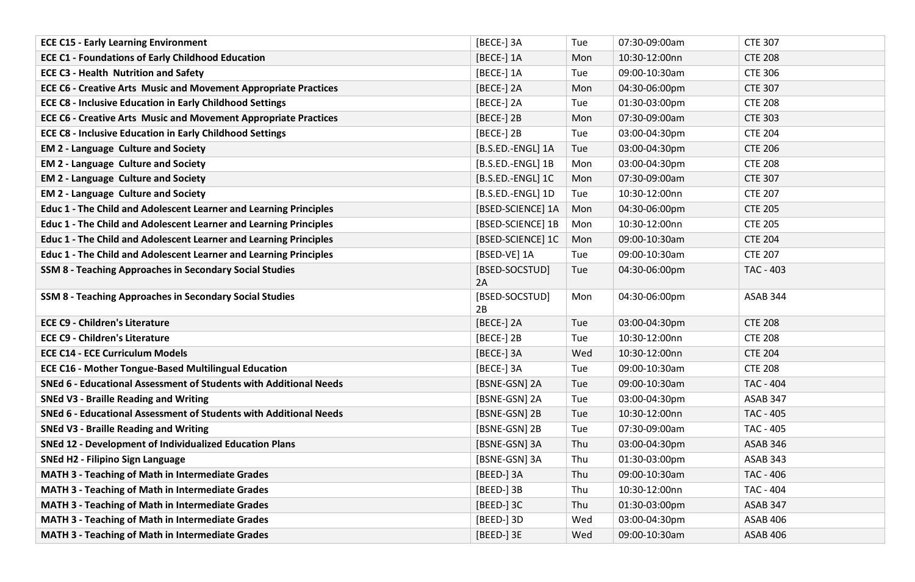| | | | | |
|---|---|---|---|---|
| **ECE C15 - Early Learning Environment** | [BECE-] 3A | Tue | 07:30-09:00am | CTE 307 |
| **ECE C1 - Foundations of Early Childhood Education** | [BECE-] 1A | Mon | 10:30-12:00nn | CTE 208 |
| **ECE C3 - Health Nutrition and Safety** | [BECE-] 1A | Tue | 09:00-10:30am | CTE 306 |
| **ECE C6 - Creative Arts Music and Movement Appropriate Practices** | [BECE-] 2A | Mon | 04:30-06:00pm | CTE 307 |
| **ECE C8 - Inclusive Education in Early Childhood Settings** | [BECE-] 2A | Tue | 01:30-03:00pm | CTE 208 |
| **ECE C6 - Creative Arts Music and Movement Appropriate Practices** | [BECE-] 2B | Mon | 07:30-09:00am | CTE 303 |
| **ECE C8 - Inclusive Education in Early Childhood Settings** | [BECE-] 2B | Tue | 03:00-04:30pm | CTE 204 |
| **EM 2 - Language Culture and Society** | [B.S.ED.-ENGL] 1A | Tue | 03:00-04:30pm | CTE 206 |
| **EM 2 - Language Culture and Society** | [B.S.ED.-ENGL] 1B | Mon | 03:00-04:30pm | CTE 208 |
| **EM 2 - Language Culture and Society** | [B.S.ED.-ENGL] 1C | Mon | 07:30-09:00am | CTE 307 |
| **EM 2 - Language Culture and Society** | [B.S.ED.-ENGL] 1D | Tue | 10:30-12:00nn | CTE 207 |
| **Educ 1 - The Child and Adolescent Learner and Learning Principles** | [BSED-SCIENCE] 1A | Mon | 04:30-06:00pm | CTE 205 |
| **Educ 1 - The Child and Adolescent Learner and Learning Principles** | [BSED-SCIENCE] 1B | Mon | 10:30-12:00nn | CTE 205 |
| **Educ 1 - The Child and Adolescent Learner and Learning Principles** | [BSED-SCIENCE] 1C | Mon | 09:00-10:30am | CTE 204 |
| **Educ 1 - The Child and Adolescent Learner and Learning Principles** | [BSED-VE] 1A | Tue | 09:00-10:30am | CTE 207 |
| **SSM 8 - Teaching Approaches in Secondary Social Studies** | [BSED-SOCSTUD] 2A | Tue | 04:30-06:00pm | TAC - 403 |
| **SSM 8 - Teaching Approaches in Secondary Social Studies** | [BSED-SOCSTUD] 2B | Mon | 04:30-06:00pm | ASAB 344 |
| **ECE C9 - Children's Literature** | [BECE-] 2A | Tue | 03:00-04:30pm | CTE 208 |
| **ECE C9 - Children's Literature** | [BECE-] 2B | Tue | 10:30-12:00nn | CTE 208 |
| **ECE C14 - ECE Curriculum Models** | [BECE-] 3A | Wed | 10:30-12:00nn | CTE 204 |
| **ECE C16 - Mother Tongue-Based Multilingual Education** | [BECE-] 3A | Tue | 09:00-10:30am | CTE 208 |
| **SNEd 6 - Educational Assessment of Students with Additional Needs** | [BSNE-GSN] 2A | Tue | 09:00-10:30am | TAC - 404 |
| **SNEd V3 - Braille Reading and Writing** | [BSNE-GSN] 2A | Tue | 03:00-04:30pm | ASAB 347 |
| **SNEd 6 - Educational Assessment of Students with Additional Needs** | [BSNE-GSN] 2B | Tue | 10:30-12:00nn | TAC - 405 |
| **SNEd V3 - Braille Reading and Writing** | [BSNE-GSN] 2B | Tue | 07:30-09:00am | TAC - 405 |
| **SNEd 12 - Development of Individualized Education Plans** | [BSNE-GSN] 3A | Thu | 03:00-04:30pm | ASAB 346 |
| **SNEd H2 - Filipino Sign Language** | [BSNE-GSN] 3A | Thu | 01:30-03:00pm | ASAB 343 |
| **MATH 3 - Teaching of Math in Intermediate Grades** | [BEED-] 3A | Thu | 09:00-10:30am | TAC - 406 |
| **MATH 3 - Teaching of Math in Intermediate Grades** | [BEED-] 3B | Thu | 10:30-12:00nn | TAC - 404 |
| **MATH 3 - Teaching of Math in Intermediate Grades** | [BEED-] 3C | Thu | 01:30-03:00pm | ASAB 347 |
| **MATH 3 - Teaching of Math in Intermediate Grades** | [BEED-] 3D | Wed | 03:00-04:30pm | ASAB 406 |
| **MATH 3 - Teaching of Math in Intermediate Grades** | [BEED-] 3E | Wed | 09:00-10:30am | ASAB 406 |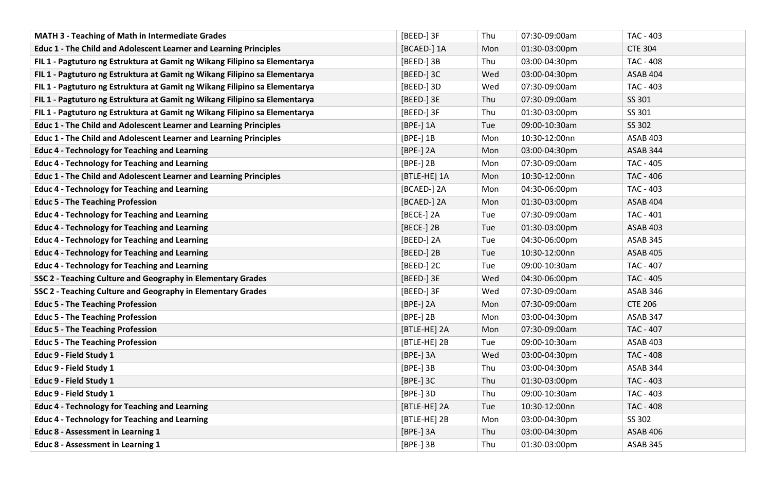| **MATH 3 - Teaching of Math in Intermediate Grades** | [BEED-] 3F | Thu | 07:30-09:00am | TAC - 403 |
|---|---|---|---|---|
| **Educ 1 - The Child and Adolescent Learner and Learning Principles** | [BCAED-] 1A | Mon | 01:30-03:00pm | CTE 304 |
| **FIL 1 - Pagtuturo ng Estruktura at Gamit ng Wikang Filipino sa Elementarya** | [BEED-] 3B | Thu | 03:00-04:30pm | TAC - 408 |
| **FIL 1 - Pagtuturo ng Estruktura at Gamit ng Wikang Filipino sa Elementarya** | [BEED-] 3C | Wed | 03:00-04:30pm | ASAB 404 |
| **FIL 1 - Pagtuturo ng Estruktura at Gamit ng Wikang Filipino sa Elementarya** | [BEED-] 3D | Wed | 07:30-09:00am | TAC - 403 |
| **FIL 1 - Pagtuturo ng Estruktura at Gamit ng Wikang Filipino sa Elementarya** | [BEED-] 3E | Thu | 07:30-09:00am | SS 301 |
| **FIL 1 - Pagtuturo ng Estruktura at Gamit ng Wikang Filipino sa Elementarya** | [BEED-] 3F | Thu | 01:30-03:00pm | SS 301 |
| **Educ 1 - The Child and Adolescent Learner and Learning Principles** | [BPE-] 1A | Tue | 09:00-10:30am | SS 302 |
| **Educ 1 - The Child and Adolescent Learner and Learning Principles** | [BPE-] 1B | Mon | 10:30-12:00nn | ASAB 403 |
| **Educ 4 - Technology for Teaching and Learning** | [BPE-] 2A | Mon | 03:00-04:30pm | ASAB 344 |
| **Educ 4 - Technology for Teaching and Learning** | [BPE-] 2B | Mon | 07:30-09:00am | TAC - 405 |
| **Educ 1 - The Child and Adolescent Learner and Learning Principles** | [BTLE-HE] 1A | Mon | 10:30-12:00nn | TAC - 406 |
| **Educ 4 - Technology for Teaching and Learning** | [BCAED-] 2A | Mon | 04:30-06:00pm | TAC - 403 |
| **Educ 5 - The Teaching Profession** | [BCAED-] 2A | Mon | 01:30-03:00pm | ASAB 404 |
| **Educ 4 - Technology for Teaching and Learning** | [BECE-] 2A | Tue | 07:30-09:00am | TAC - 401 |
| **Educ 4 - Technology for Teaching and Learning** | [BECE-] 2B | Tue | 01:30-03:00pm | ASAB 403 |
| **Educ 4 - Technology for Teaching and Learning** | [BEED-] 2A | Tue | 04:30-06:00pm | ASAB 345 |
| **Educ 4 - Technology for Teaching and Learning** | [BEED-] 2B | Tue | 10:30-12:00nn | ASAB 405 |
| **Educ 4 - Technology for Teaching and Learning** | [BEED-] 2C | Tue | 09:00-10:30am | TAC - 407 |
| **SSC 2 - Teaching Culture and Geography in Elementary Grades** | [BEED-] 3E | Wed | 04:30-06:00pm | TAC - 405 |
| **SSC 2 - Teaching Culture and Geography in Elementary Grades** | [BEED-] 3F | Wed | 07:30-09:00am | ASAB 346 |
| **Educ 5 - The Teaching Profession** | [BPE-] 2A | Mon | 07:30-09:00am | CTE 206 |
| **Educ 5 - The Teaching Profession** | [BPE-] 2B | Mon | 03:00-04:30pm | ASAB 347 |
| **Educ 5 - The Teaching Profession** | [BTLE-HE] 2A | Mon | 07:30-09:00am | TAC - 407 |
| **Educ 5 - The Teaching Profession** | [BTLE-HE] 2B | Tue | 09:00-10:30am | ASAB 403 |
| **Educ 9 - Field Study 1** | [BPE-] 3A | Wed | 03:00-04:30pm | TAC - 408 |
| **Educ 9 - Field Study 1** | [BPE-] 3B | Thu | 03:00-04:30pm | ASAB 344 |
| **Educ 9 - Field Study 1** | [BPE-] 3C | Thu | 01:30-03:00pm | TAC - 403 |
| **Educ 9 - Field Study 1** | [BPE-] 3D | Thu | 09:00-10:30am | TAC - 403 |
| **Educ 4 - Technology for Teaching and Learning** | [BTLE-HE] 2A | Tue | 10:30-12:00nn | TAC - 408 |
| **Educ 4 - Technology for Teaching and Learning** | [BTLE-HE] 2B | Mon | 03:00-04:30pm | SS 302 |
| **Educ 8 - Assessment in Learning 1** | [BPE-] 3A | Thu | 03:00-04:30pm | ASAB 406 |
| **Educ 8 - Assessment in Learning 1** | [BPE-] 3B | Thu | 01:30-03:00pm | ASAB 345 |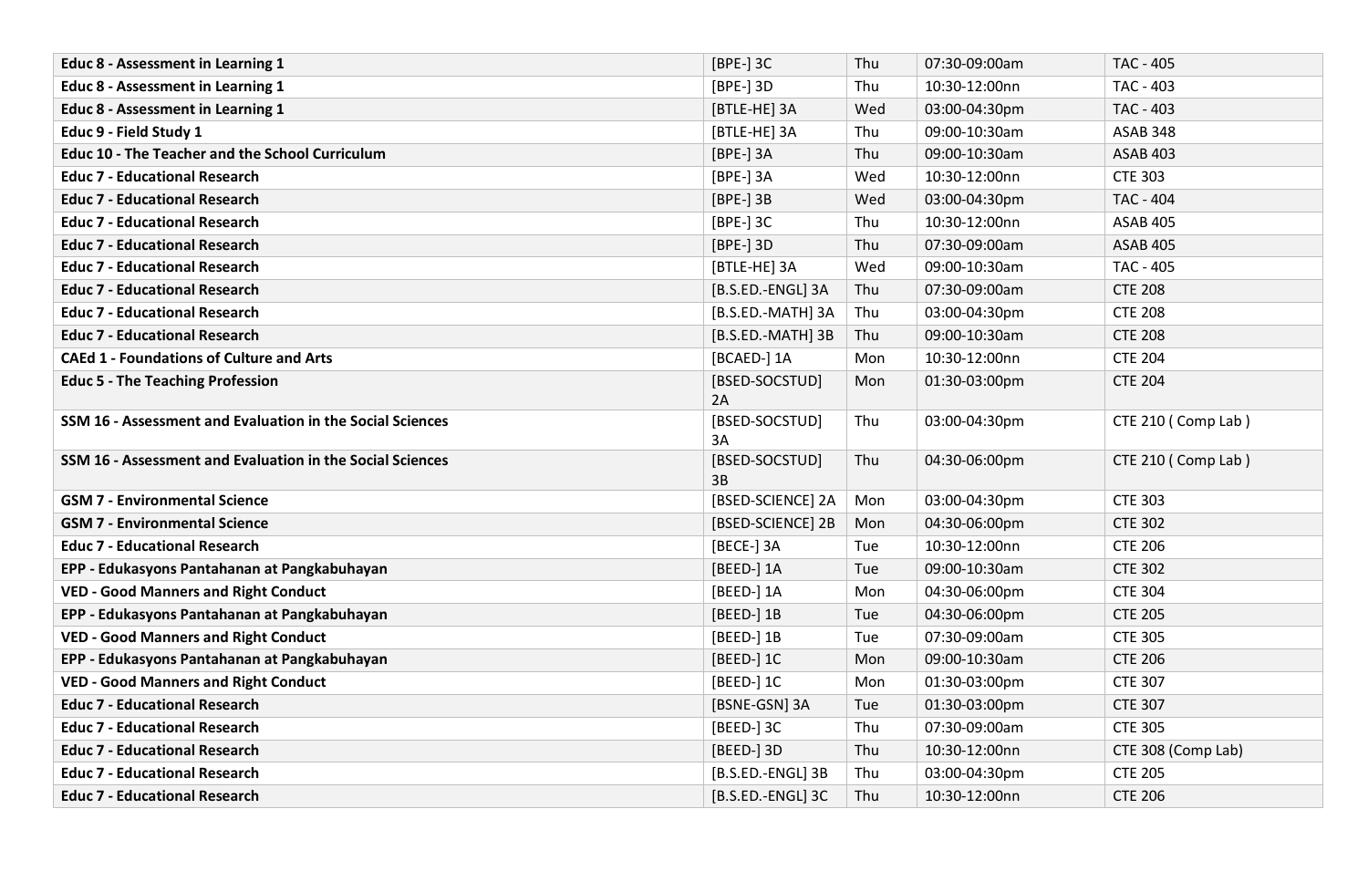| | | | | |
|---|---|---|---|---|
| **Educ 8 - Assessment in Learning 1** | [BPE-] 3C | Thu | 07:30-09:00am | TAC - 405 |
| **Educ 8 - Assessment in Learning 1** | [BPE-] 3D | Thu | 10:30-12:00nn | TAC - 403 |
| **Educ 8 - Assessment in Learning 1** | [BTLE-HE] 3A | Wed | 03:00-04:30pm | TAC - 403 |
| **Educ 9 - Field Study 1** | [BTLE-HE] 3A | Thu | 09:00-10:30am | ASAB 348 |
| **Educ 10 - The Teacher and the School Curriculum** | [BPE-] 3A | Thu | 09:00-10:30am | ASAB 403 |
| **Educ 7 - Educational Research** | [BPE-] 3A | Wed | 10:30-12:00nn | CTE 303 |
| **Educ 7 - Educational Research** | [BPE-] 3B | Wed | 03:00-04:30pm | TAC - 404 |
| **Educ 7 - Educational Research** | [BPE-] 3C | Thu | 10:30-12:00nn | ASAB 405 |
| **Educ 7 - Educational Research** | [BPE-] 3D | Thu | 07:30-09:00am | ASAB 405 |
| **Educ 7 - Educational Research** | [BTLE-HE] 3A | Wed | 09:00-10:30am | TAC - 405 |
| **Educ 7 - Educational Research** | [B.S.ED.-ENGL] 3A | Thu | 07:30-09:00am | CTE 208 |
| **Educ 7 - Educational Research** | [B.S.ED.-MATH] 3A | Thu | 03:00-04:30pm | CTE 208 |
| **Educ 7 - Educational Research** | [B.S.ED.-MATH] 3B | Thu | 09:00-10:30am | CTE 208 |
| **CAEd 1 - Foundations of Culture and Arts** | [BCAED-] 1A | Mon | 10:30-12:00nn | CTE 204 |
| **Educ 5 - The Teaching Profession** | [BSED-SOCSTUD] 2A | Mon | 01:30-03:00pm | CTE 204 |
| **SSM 16 - Assessment and Evaluation in the Social Sciences** | [BSED-SOCSTUD] 3A | Thu | 03:00-04:30pm | CTE 210 ( Comp Lab ) |
| **SSM 16 - Assessment and Evaluation in the Social Sciences** | [BSED-SOCSTUD] 3B | Thu | 04:30-06:00pm | CTE 210 ( Comp Lab ) |
| **GSM 7 - Environmental Science** | [BSED-SCIENCE] 2A | Mon | 03:00-04:30pm | CTE 303 |
| **GSM 7 - Environmental Science** | [BSED-SCIENCE] 2B | Mon | 04:30-06:00pm | CTE 302 |
| **Educ 7 - Educational Research** | [BECE-] 3A | Tue | 10:30-12:00nn | CTE 206 |
| **EPP - Edukasyons Pantahanan at Pangkabuhayan** | [BEED-] 1A | Tue | 09:00-10:30am | CTE 302 |
| **VED - Good Manners and Right Conduct** | [BEED-] 1A | Mon | 04:30-06:00pm | CTE 304 |
| **EPP - Edukasyons Pantahanan at Pangkabuhayan** | [BEED-] 1B | Tue | 04:30-06:00pm | CTE 205 |
| **VED - Good Manners and Right Conduct** | [BEED-] 1B | Tue | 07:30-09:00am | CTE 305 |
| **EPP - Edukasyons Pantahanan at Pangkabuhayan** | [BEED-] 1C | Mon | 09:00-10:30am | CTE 206 |
| **VED - Good Manners and Right Conduct** | [BEED-] 1C | Mon | 01:30-03:00pm | CTE 307 |
| **Educ 7 - Educational Research** | [BSNE-GSN] 3A | Tue | 01:30-03:00pm | CTE 307 |
| **Educ 7 - Educational Research** | [BEED-] 3C | Thu | 07:30-09:00am | CTE 305 |
| **Educ 7 - Educational Research** | [BEED-] 3D | Thu | 10:30-12:00nn | CTE 308 (Comp Lab) |
| **Educ 7 - Educational Research** | [B.S.ED.-ENGL] 3B | Thu | 03:00-04:30pm | CTE 205 |
| **Educ 7 - Educational Research** | [B.S.ED.-ENGL] 3C | Thu | 10:30-12:00nn | CTE 206 |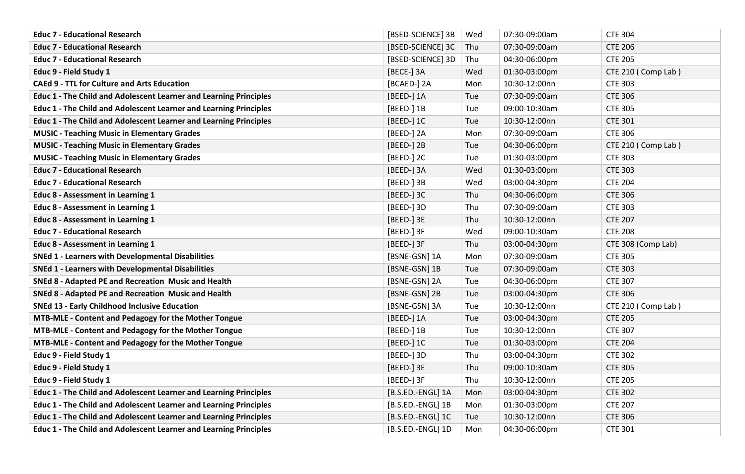| | | | | |
|---|---|---|---|---|
| **Educ 7 - Educational Research** | [BSED-SCIENCE] 3B | Wed | 07:30-09:00am | CTE 304 |
| **Educ 7 - Educational Research** | [BSED-SCIENCE] 3C | Thu | 07:30-09:00am | CTE 206 |
| **Educ 7 - Educational Research** | [BSED-SCIENCE] 3D | Thu | 04:30-06:00pm | CTE 205 |
| **Educ 9 - Field Study 1** | [BECE-] 3A | Wed | 01:30-03:00pm | CTE 210 ( Comp Lab ) |
| **CAEd 9 - TTL for Culture and Arts Education** | [BCAED-] 2A | Mon | 10:30-12:00nn | CTE 303 |
| **Educ 1 - The Child and Adolescent Learner and Learning Principles** | [BEED-] 1A | Tue | 07:30-09:00am | CTE 306 |
| **Educ 1 - The Child and Adolescent Learner and Learning Principles** | [BEED-] 1B | Tue | 09:00-10:30am | CTE 305 |
| **Educ 1 - The Child and Adolescent Learner and Learning Principles** | [BEED-] 1C | Tue | 10:30-12:00nn | CTE 301 |
| **MUSIC - Teaching Music in Elementary Grades** | [BEED-] 2A | Mon | 07:30-09:00am | CTE 306 |
| **MUSIC - Teaching Music in Elementary Grades** | [BEED-] 2B | Tue | 04:30-06:00pm | CTE 210 ( Comp Lab ) |
| **MUSIC - Teaching Music in Elementary Grades** | [BEED-] 2C | Tue | 01:30-03:00pm | CTE 303 |
| **Educ 7 - Educational Research** | [BEED-] 3A | Wed | 01:30-03:00pm | CTE 303 |
| **Educ 7 - Educational Research** | [BEED-] 3B | Wed | 03:00-04:30pm | CTE 204 |
| **Educ 8 - Assessment in Learning 1** | [BEED-] 3C | Thu | 04:30-06:00pm | CTE 306 |
| **Educ 8 - Assessment in Learning 1** | [BEED-] 3D | Thu | 07:30-09:00am | CTE 303 |
| **Educ 8 - Assessment in Learning 1** | [BEED-] 3E | Thu | 10:30-12:00nn | CTE 207 |
| **Educ 7 - Educational Research** | [BEED-] 3F | Wed | 09:00-10:30am | CTE 208 |
| **Educ 8 - Assessment in Learning 1** | [BEED-] 3F | Thu | 03:00-04:30pm | CTE 308 (Comp Lab) |
| **SNEd 1 - Learners with Developmental Disabilities** | [BSNE-GSN] 1A | Mon | 07:30-09:00am | CTE 305 |
| **SNEd 1 - Learners with Developmental Disabilities** | [BSNE-GSN] 1B | Tue | 07:30-09:00am | CTE 303 |
| **SNEd 8 - Adapted PE and Recreation Music and Health** | [BSNE-GSN] 2A | Tue | 04:30-06:00pm | CTE 307 |
| **SNEd 8 - Adapted PE and Recreation Music and Health** | [BSNE-GSN] 2B | Tue | 03:00-04:30pm | CTE 306 |
| **SNEd 13 - Early Childhood Inclusive Education** | [BSNE-GSN] 3A | Tue | 10:30-12:00nn | CTE 210 ( Comp Lab ) |
| **MTB-MLE - Content and Pedagogy for the Mother Tongue** | [BEED-] 1A | Tue | 03:00-04:30pm | CTE 205 |
| **MTB-MLE - Content and Pedagogy for the Mother Tongue** | [BEED-] 1B | Tue | 10:30-12:00nn | CTE 307 |
| **MTB-MLE - Content and Pedagogy for the Mother Tongue** | [BEED-] 1C | Tue | 01:30-03:00pm | CTE 204 |
| **Educ 9 - Field Study 1** | [BEED-] 3D | Thu | 03:00-04:30pm | CTE 302 |
| **Educ 9 - Field Study 1** | [BEED-] 3E | Thu | 09:00-10:30am | CTE 305 |
| **Educ 9 - Field Study 1** | [BEED-] 3F | Thu | 10:30-12:00nn | CTE 205 |
| **Educ 1 - The Child and Adolescent Learner and Learning Principles** | [B.S.ED.-ENGL] 1A | Mon | 03:00-04:30pm | CTE 302 |
| **Educ 1 - The Child and Adolescent Learner and Learning Principles** | [B.S.ED.-ENGL] 1B | Mon | 01:30-03:00pm | CTE 207 |
| **Educ 1 - The Child and Adolescent Learner and Learning Principles** | [B.S.ED.-ENGL] 1C | Tue | 10:30-12:00nn | CTE 306 |
| **Educ 1 - The Child and Adolescent Learner and Learning Principles** | [B.S.ED.-ENGL] 1D | Mon | 04:30-06:00pm | CTE 301 |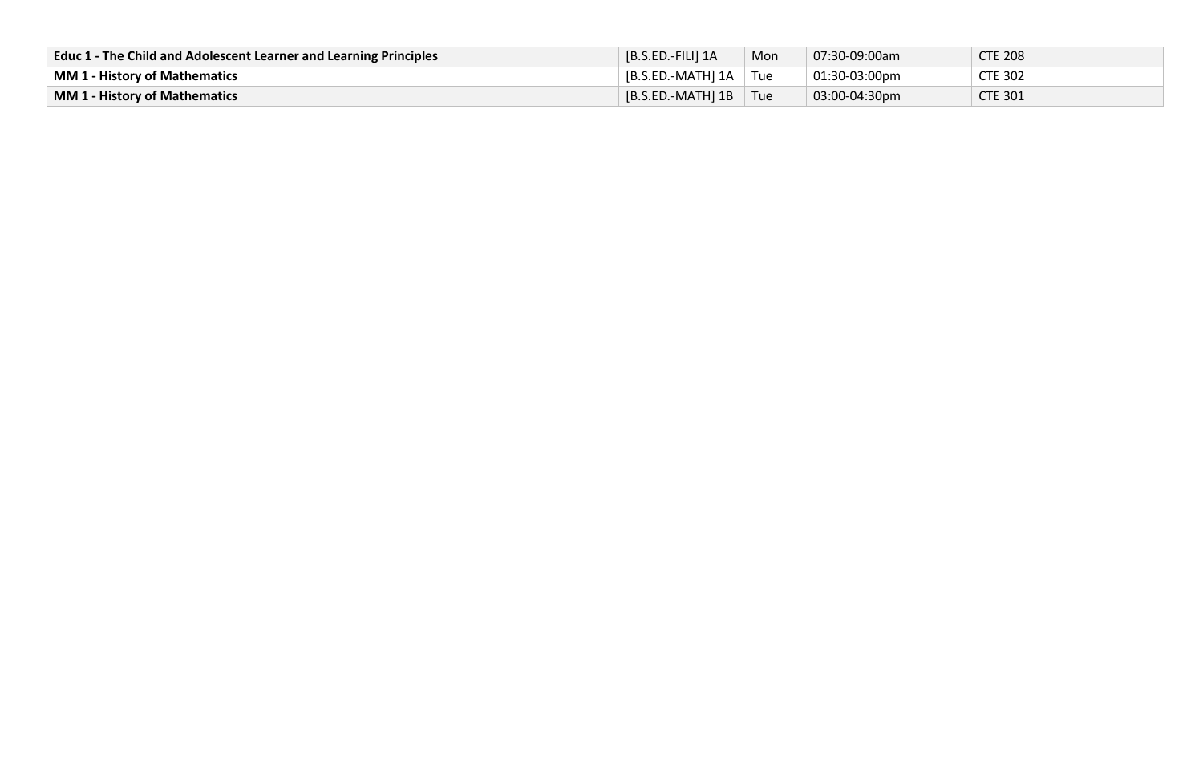| | | | | |
|---|---|---|---|---|
| **Educ 1 - The Child and Adolescent Learner and Learning Principles** | [B.S.ED.-FILI] 1A | Mon | 07:30-09:00am | CTE 208 |
| **MM 1 - History of Mathematics** | [B.S.ED.-MATH] 1A | Tue | 01:30-03:00pm | CTE 302 |
| **MM 1 - History of Mathematics** | [B.S.ED.-MATH] 1B | Tue | 03:00-04:30pm | CTE 301 |